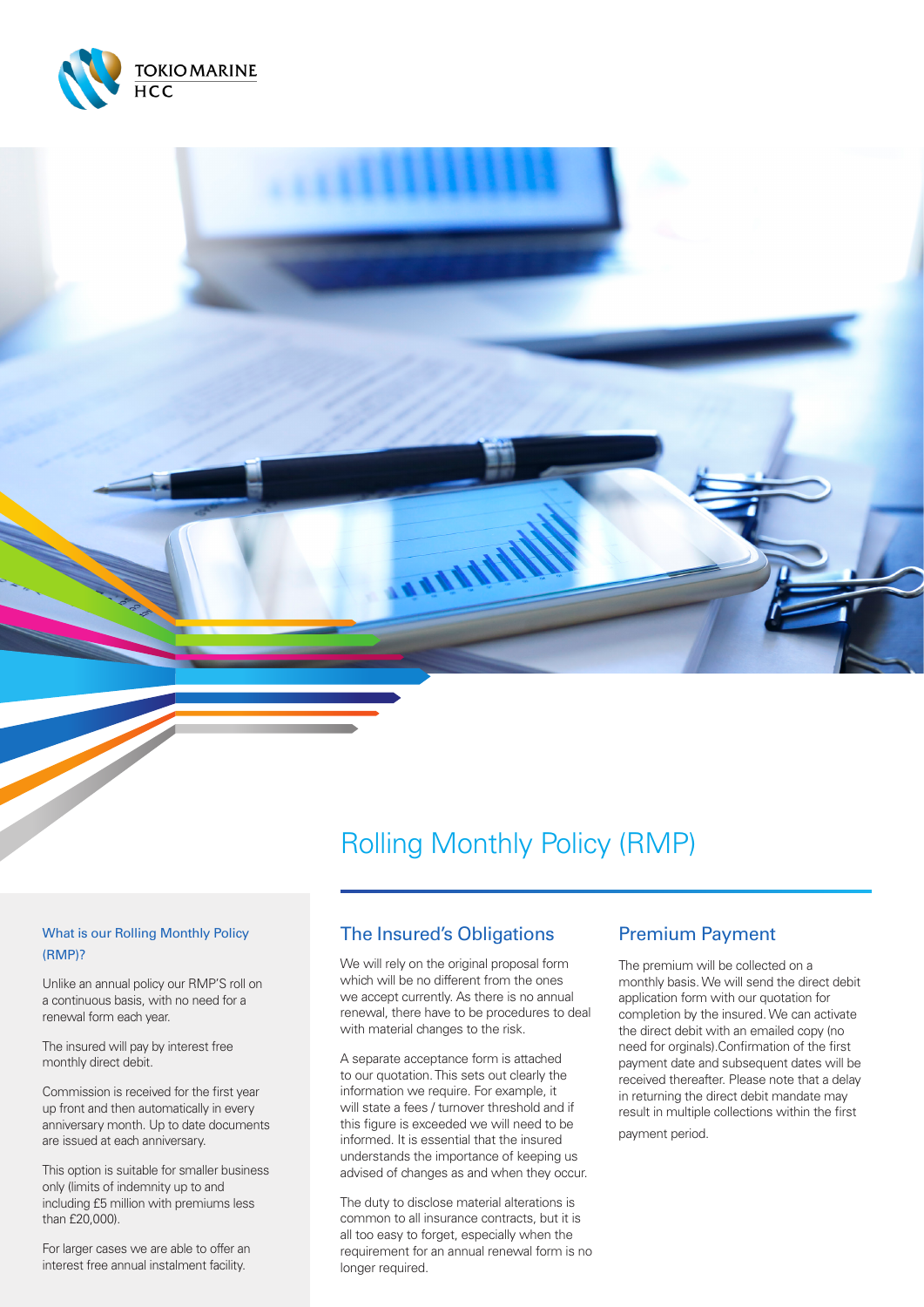TOKIO MARINE HCC

# Rolling Monthly Policy (RMP)

### What is our Rolling Monthly Policy (RMP)?

Unlike an annual policy our RMP'S roll on a continuous basis, with no need for a renewal form each year.

The insured will pay by interest free monthly direct debit.

Commission is received for the first year up front and then automatically in every anniversary month. Up to date documents are issued at each anniversary.

This option is suitable for smaller business only (limits of indemnity up to and including £5 million with premiums less than £20,000).

For larger cases we are able to offer an interest free annual instalment facility.

## The Insured's Obligations

We will rely on the original proposal form which will be no different from the ones we accept currently. As there is no annual renewal, there have to be procedures to deal with material changes to the risk.

A separate acceptance form is attached to our quotation. This sets out clearly the information we require. For example, it will state a fees / turnover threshold and if this figure is exceeded we will need to be informed. It is essential that the insured understands the importance of keeping us advised of changes as and when they occur.

The duty to disclose material alterations is common to all insurance contracts, but it is all too easy to forget, especially when the requirement for an annual renewal form is no longer required.

## Premium Payment

The premium will be collected on a monthly basis. We will send the direct debit application form with our quotation for completion by the insured. We can activate the direct debit with an emailed copy (no need for orginals).Confirmation of the first payment date and subsequent dates will be received thereafter. Please note that a delay in returning the direct debit mandate may result in multiple collections within the first payment period.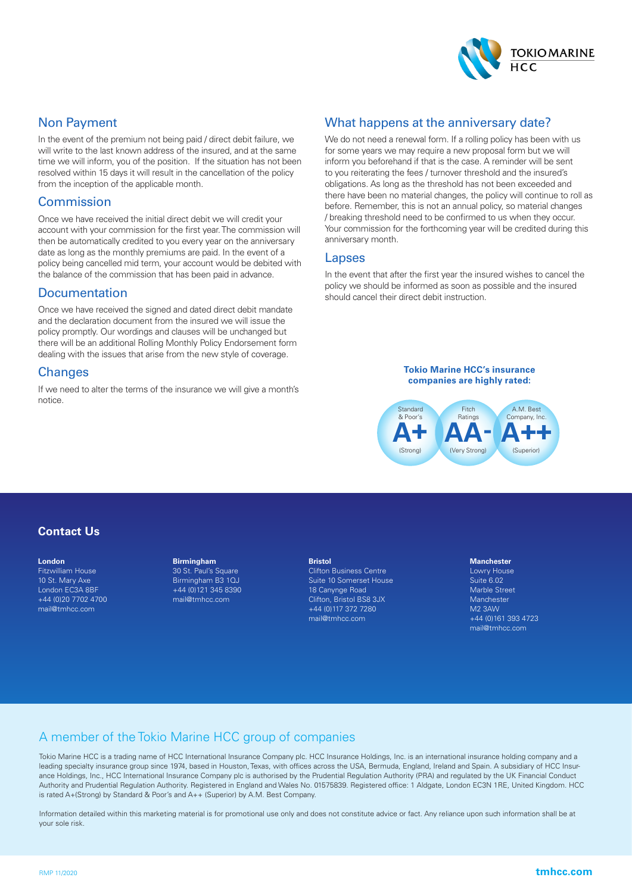## Non Payment

In the event of the premium not being paid / direct debit failure, we will write to the last known address of the insured, and at the same time we will inform, you of the position. If the situation has not been resolved within 15 days it will result in the cancellation of the policy from the inception of the applicable month.

## Commission

Once we have received the initial direct debit we will credit your account with your commission for the first year. The commission will then be automatically credited to you every year on the anniversary date as long as the monthly premiums are paid. In the event of a policy being cancelled mid term, your account would be debited with the balance of the commission that has been paid in advance.

## Documentation

Once we have received the signed and dated direct debit mandate and the declaration document from the insured we will issue the policy promptly. Our wordings and clauses will be unchanged but there will be an additional Rolling Monthly Policy Endorsement form dealing with the issues that arise from the new style of coverage.

## Changes

If we need to alter the terms of the insurance we will give a month's notice.

## What happens at the anniversary date?

We do not need a renewal form. If a rolling policy has been with us for some years we may require a new proposal form but we will inform you beforehand if that is the case. A reminder will be sent to you reiterating the fees / turnover threshold and the insured's obligations. As long as the threshold has not been exceeded and there have been no material changes, the policy will continue to roll as before. Remember, this is not an annual policy, so material changes / breaking threshold need to be confirmed to us when they occur. Your commission for the forthcoming year will be credited during this anniversary month.

## Lapses

In the event that after the first year the insured wishes to cancel the policy we should be informed as soon as possible and the insured should cancel their direct debit instruction.

**Tokio Marine HCC's insurance companies are highly rated:**

Standard & Poor's
A+
(Strong)

Fitch Ratings
AA-
(Very Strong)

A.M. Best Company, Inc.
A++
(Superior)

## Contact Us

**London**
Fitzwilliam House
10 St. Mary Axe
London EC3A 8BF
+44 (0)20 7702 4700
mail@tmhcc.com

**Birmingham**
30 St. Paul's Square
Birmingham B3 1QJ
+44 (0)121 345 8390
mail@tmhcc.com

**Bristol**
Clifton Business Centre
Suite 10 Somerset House
18 Canynge Road
Clifton, Bristol BS8 3JX
+44 (0)117 372 7280
mail@tmhcc.com

**Manchester**
Lowry House
Suite 6.02
Marble Street
Manchester
M2 3AW
+44 (0)161 393 4723
mail@tmhcc.com

## A member of the Tokio Marine HCC group of companies

Tokio Marine HCC is a trading name of HCC International Insurance Company plc. HCC Insurance Holdings, Inc. is an international insurance holding company and a leading specialty insurance group since 1974, based in Houston, Texas, with offices across the USA, Bermuda, England, Ireland and Spain. A subsidiary of HCC Insurance Holdings, Inc., HCC International Insurance Company plc is authorised by the Prudential Regulation Authority (PRA) and regulated by the UK Financial Conduct Authority and Prudential Regulation Authority. Registered in England and Wales No. 01575839. Registered office: 1 Aldgate, London EC3N 1RE, United Kingdom. HCC is rated A+(Strong) by Standard & Poor's and A++ (Superior) by A.M. Best Company.

Information detailed within this marketing material is for promotional use only and does not constitute advice or fact. Any reliance upon such information shall be at your sole risk.

RMP 11/2020

**tmhcc.com**